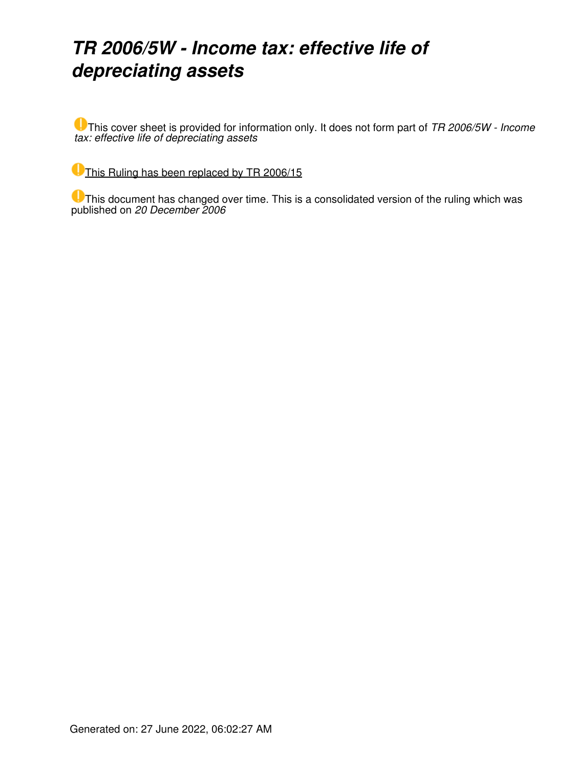# *TR 2006/5W - Income tax: effective life of depreciating assets*

This cover sheet is provided for information only. It does not form part of *TR 2006/5W - Income tax: effective life of depreciating assets*

This Ruling has been replaced by TR 2006/15

This document has changed over time. This is a consolidated version of the ruling which was published on *20 December 2006*

Generated on: 27 June 2022, 06:02:27 AM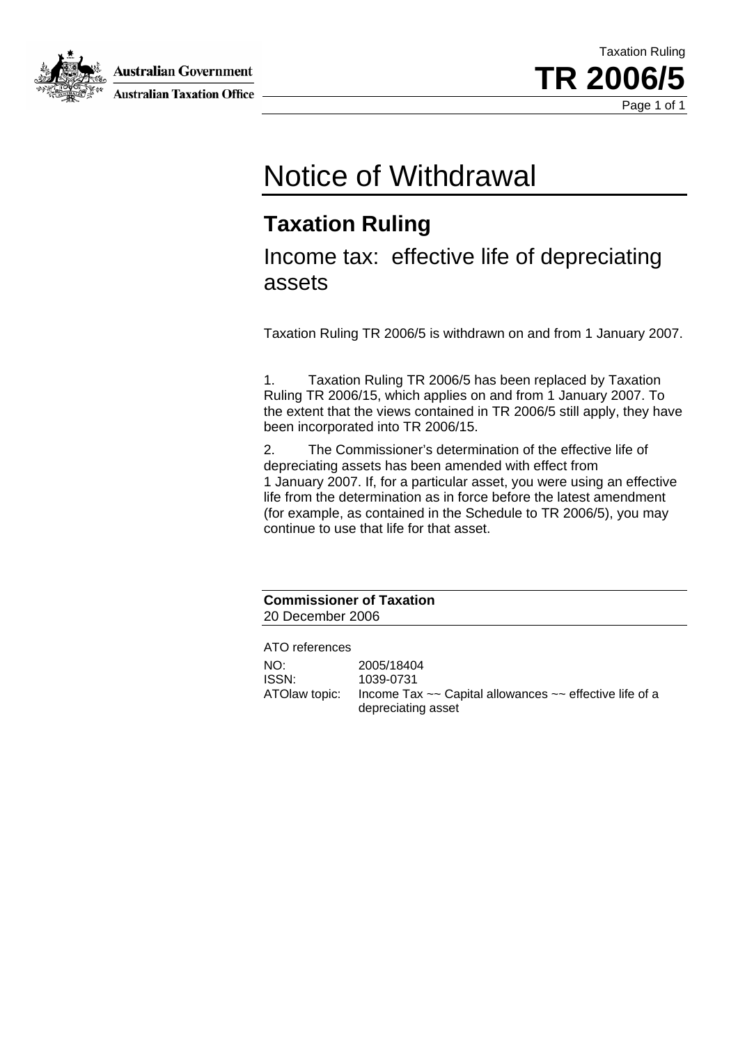# Notice of Withdrawal

## Taxation Ruling

### Income tax: effective life of depreciating assets

Taxation Ruling TR 2006/5 is withdrawn on and from 1 January 2007.

1. Taxation Ruling TR 2006/5 has been replaced by Taxation Ruling TR 2006/15, which applies on and from 1 January 2007. To the extent that the views contained in TR 2006/5 still apply, they have been incorporated into TR 2006/15.

2. The Commissioner's determination of the effective life of depreciating assets has been amended with effect from 1 January 2007. If, for a particular asset, you were using an effective life from the determination as in force before the latest amendment (for example, as contained in the Schedule to TR 2006/5), you may continue to use that life for that asset.

**Commissioner of Taxation**
20 December 2006

ATO references

| | |
|---|---|
| NO: | 2005/18404 |
| ISSN: | 1039-0731 |
| ATOlaw topic: | Income Tax ~~ Capital allowances ~~ effective life of a depreciating asset |